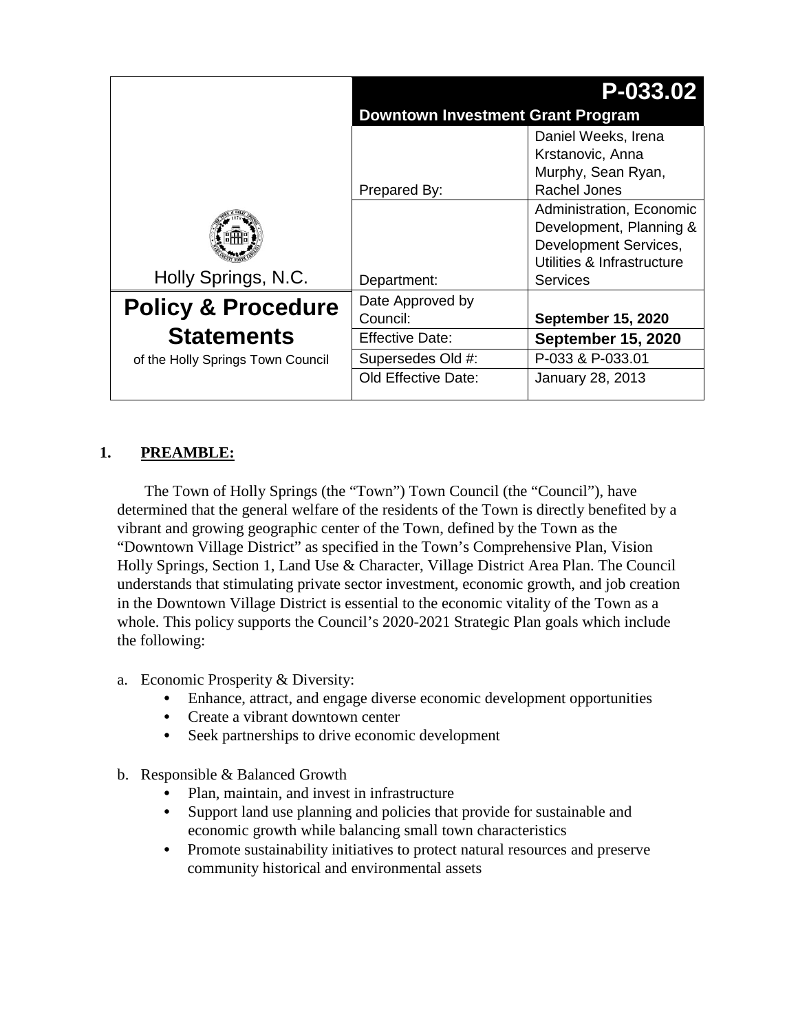| Holly Springs, N.C. | **P-033.02** | |
|---|---|---|
| | **Downtown Investment Grant Program** | |
| | Prepared By: | Daniel Weeks, Irena Krstanovic, Anna Murphy, Sean Ryan, Rachel Jones |
| | Department: | Administration, Economic Development, Planning & Development Services, Utilities & Infrastructure Services |
| **Policy & Procedure Statements** of the Holly Springs Town Council | Date Approved by Council: | **September 15, 2020** |
| | Effective Date: | **September 15, 2020** |
| | Supersedes Old #: | P-033 & P-033.01 |
| | Old Effective Date: | January 28, 2013 |

## 1. PREAMBLE:

The Town of Holly Springs (the "Town") Town Council (the "Council"), have determined that the general welfare of the residents of the Town is directly benefited by a vibrant and growing geographic center of the Town, defined by the Town as the "Downtown Village District" as specified in the Town's Comprehensive Plan, Vision Holly Springs, Section 1, Land Use & Character, Village District Area Plan. The Council understands that stimulating private sector investment, economic growth, and job creation in the Downtown Village District is essential to the economic vitality of the Town as a whole. This policy supports the Council's 2020-2021 Strategic Plan goals which include the following:

a. Economic Prosperity & Diversity:
   - Enhance, attract, and engage diverse economic development opportunities
   - Create a vibrant downtown center
   - Seek partnerships to drive economic development

b. Responsible & Balanced Growth
   - Plan, maintain, and invest in infrastructure
   - Support land use planning and policies that provide for sustainable and economic growth while balancing small town characteristics
   - Promote sustainability initiatives to protect natural resources and preserve community historical and environmental assets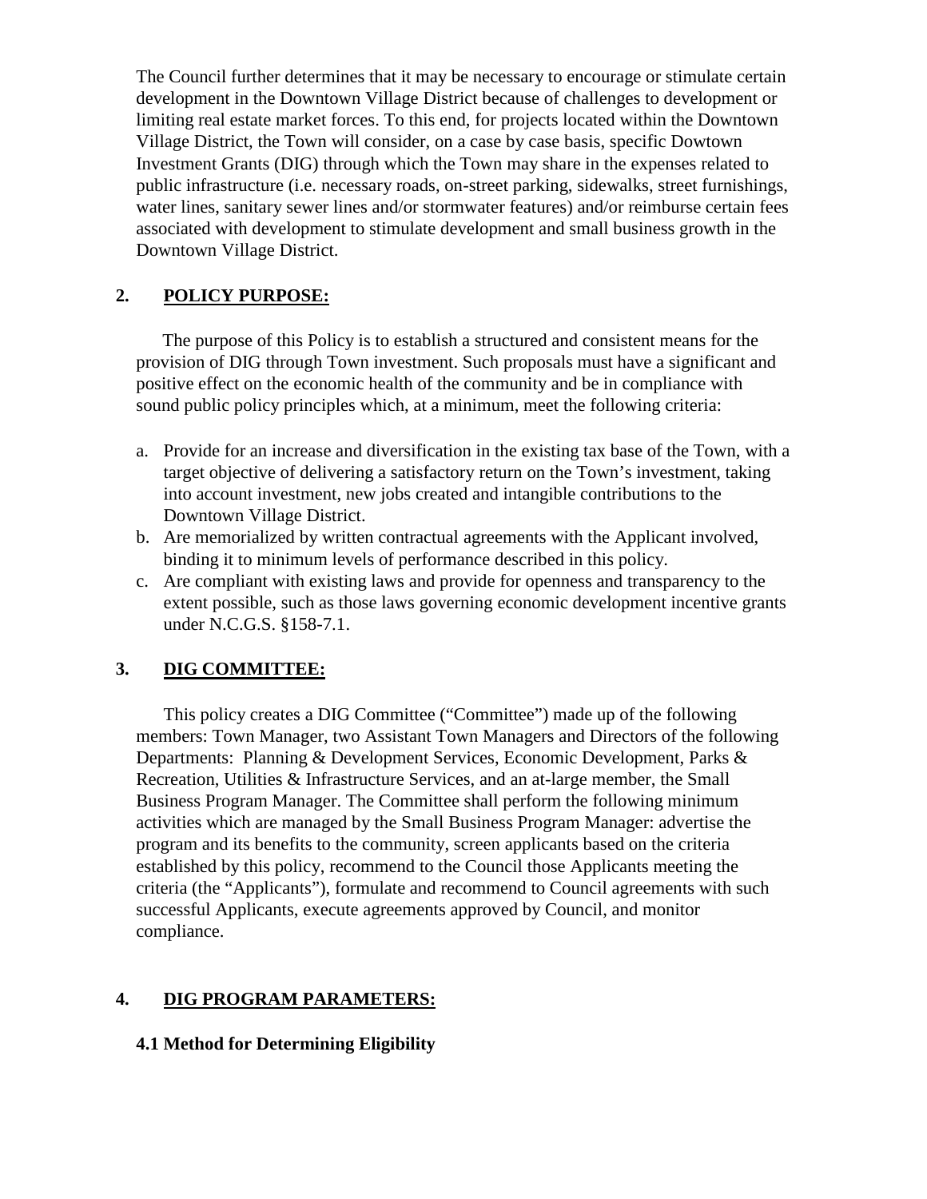The Council further determines that it may be necessary to encourage or stimulate certain development in the Downtown Village District because of challenges to development or limiting real estate market forces. To this end, for projects located within the Downtown Village District, the Town will consider, on a case by case basis, specific Dowtown Investment Grants (DIG) through which the Town may share in the expenses related to public infrastructure (i.e. necessary roads, on-street parking, sidewalks, street furnishings, water lines, sanitary sewer lines and/or stormwater features) and/or reimburse certain fees associated with development to stimulate development and small business growth in the Downtown Village District.

## 2. POLICY PURPOSE:

The purpose of this Policy is to establish a structured and consistent means for the provision of DIG through Town investment. Such proposals must have a significant and positive effect on the economic health of the community and be in compliance with sound public policy principles which, at a minimum, meet the following criteria:

a. Provide for an increase and diversification in the existing tax base of the Town, with a target objective of delivering a satisfactory return on the Town's investment, taking into account investment, new jobs created and intangible contributions to the Downtown Village District.
b. Are memorialized by written contractual agreements with the Applicant involved, binding it to minimum levels of performance described in this policy.
c. Are compliant with existing laws and provide for openness and transparency to the extent possible, such as those laws governing economic development incentive grants under N.C.G.S. §158-7.1.

## 3. DIG COMMITTEE:

This policy creates a DIG Committee ("Committee") made up of the following members: Town Manager, two Assistant Town Managers and Directors of the following Departments: Planning & Development Services, Economic Development, Parks & Recreation, Utilities & Infrastructure Services, and an at-large member, the Small Business Program Manager. The Committee shall perform the following minimum activities which are managed by the Small Business Program Manager: advertise the program and its benefits to the community, screen applicants based on the criteria established by this policy, recommend to the Council those Applicants meeting the criteria (the "Applicants"), formulate and recommend to Council agreements with such successful Applicants, execute agreements approved by Council, and monitor compliance.

## 4. DIG PROGRAM PARAMETERS:

### 4.1 Method for Determining Eligibility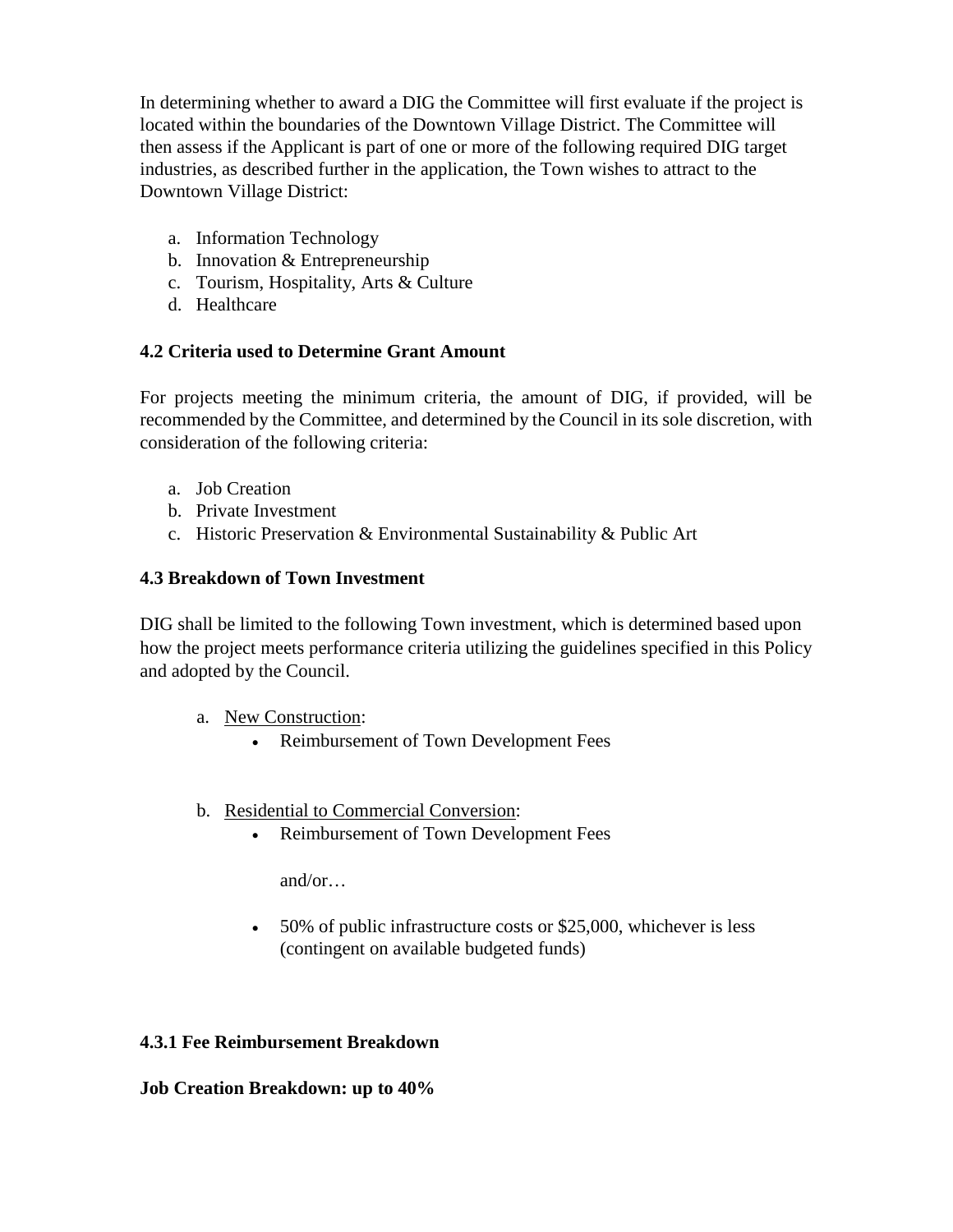In determining whether to award a DIG the Committee will first evaluate if the project is located within the boundaries of the Downtown Village District. The Committee will then assess if the Applicant is part of one or more of the following required DIG target industries, as described further in the application, the Town wishes to attract to the Downtown Village District:

a. Information Technology
b. Innovation & Entrepreneurship
c. Tourism, Hospitality, Arts & Culture
d. Healthcare

**4.2 Criteria used to Determine Grant Amount**

For projects meeting the minimum criteria, the amount of DIG, if provided, will be recommended by the Committee, and determined by the Council in its sole discretion, with consideration of the following criteria:

a. Job Creation
b. Private Investment
c. Historic Preservation & Environmental Sustainability & Public Art

**4.3 Breakdown of Town Investment**

DIG shall be limited to the following Town investment, which is determined based upon how the project meets performance criteria utilizing the guidelines specified in this Policy and adopted by the Council.

a. <u>New Construction</u>:
   - Reimbursement of Town Development Fees

b. <u>Residential to Commercial Conversion</u>:
   - Reimbursement of Town Development Fees

     and/or…

   - 50% of public infrastructure costs or $25,000, whichever is less (contingent on available budgeted funds)

**4.3.1 Fee Reimbursement Breakdown**

**Job Creation Breakdown: up to 40%**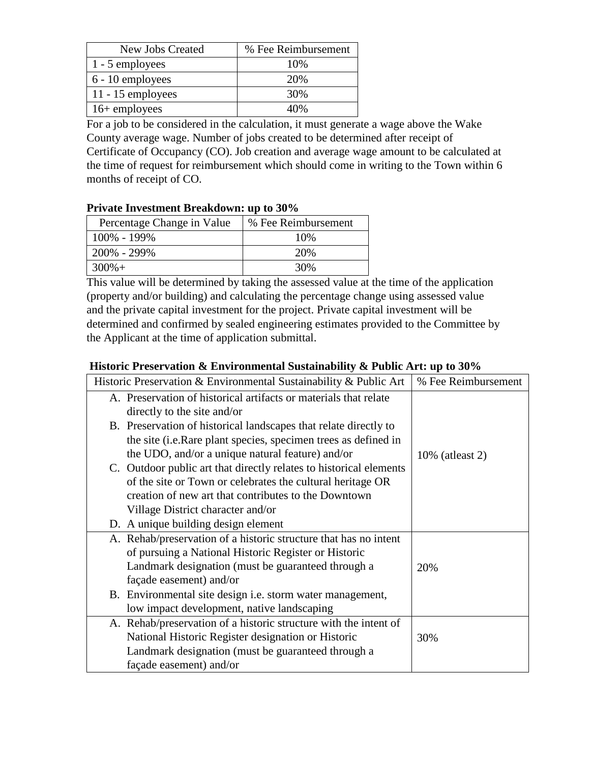| New Jobs Created | % Fee Reimbursement |
|---|---|
| 1 - 5 employees | 10% |
| 6 - 10 employees | 20% |
| 11 - 15 employees | 30% |
| 16+ employees | 40% |

For a job to be considered in the calculation, it must generate a wage above the Wake County average wage. Number of jobs created to be determined after receipt of Certificate of Occupancy (CO). Job creation and average wage amount to be calculated at the time of request for reimbursement which should come in writing to the Town within 6 months of receipt of CO.

**Private Investment Breakdown: up to 30%**

| Percentage Change in Value | % Fee Reimbursement |
|---|---|
| 100% - 199% | 10% |
| 200% - 299% | 20% |
| 300%+ | 30% |

This value will be determined by taking the assessed value at the time of the application (property and/or building) and calculating the percentage change using assessed value and the private capital investment for the project. Private capital investment will be determined and confirmed by sealed engineering estimates provided to the Committee by the Applicant at the time of application submittal.

**Historic Preservation & Environmental Sustainability & Public Art: up to 30%**

| Historic Preservation & Environmental Sustainability & Public Art | % Fee Reimbursement |
|---|---|
| A. Preservation of historical artifacts or materials that relate directly to the site and/or<br>B. Preservation of historical landscapes that relate directly to the site (i.e.Rare plant species, specimen trees as defined in the UDO, and/or a unique natural feature) and/or<br>C. Outdoor public art that directly relates to historical elements of the site or Town or celebrates the cultural heritage OR creation of new art that contributes to the Downtown Village District character and/or<br>D. A unique building design element | 10% (atleast 2) |
| A. Rehab/preservation of a historic structure that has no intent of pursuing a National Historic Register or Historic Landmark designation (must be guaranteed through a façade easement) and/or<br>B. Environmental site design i.e. storm water management, low impact development, native landscaping | 20% |
| A. Rehab/preservation of a historic structure with the intent of National Historic Register designation or Historic Landmark designation (must be guaranteed through a façade easement) and/or | 30% |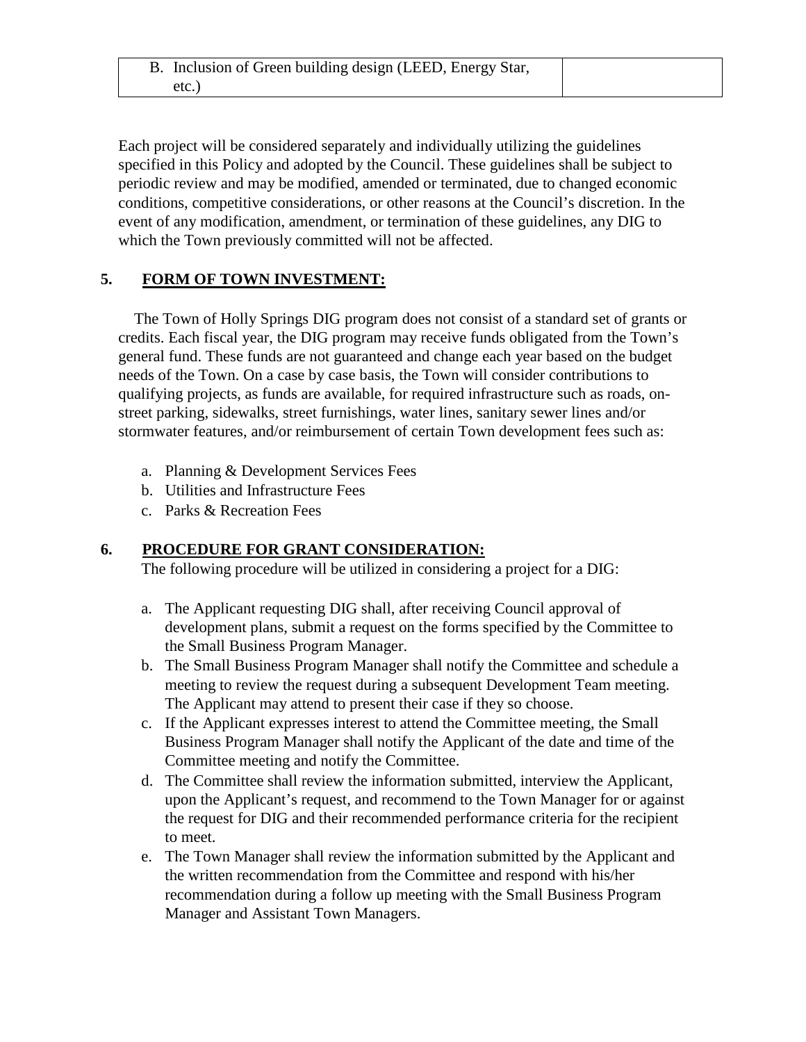| B. Inclusion of Green building design (LEED, Energy Star, etc.) | |
|---|---|

Each project will be considered separately and individually utilizing the guidelines specified in this Policy and adopted by the Council. These guidelines shall be subject to periodic review and may be modified, amended or terminated, due to changed economic conditions, competitive considerations, or other reasons at the Council's discretion. In the event of any modification, amendment, or termination of these guidelines, any DIG to which the Town previously committed will not be affected.

## 5. FORM OF TOWN INVESTMENT:

The Town of Holly Springs DIG program does not consist of a standard set of grants or credits. Each fiscal year, the DIG program may receive funds obligated from the Town's general fund. These funds are not guaranteed and change each year based on the budget needs of the Town. On a case by case basis, the Town will consider contributions to qualifying projects, as funds are available, for required infrastructure such as roads, on-street parking, sidewalks, street furnishings, water lines, sanitary sewer lines and/or stormwater features, and/or reimbursement of certain Town development fees such as:

a. Planning & Development Services Fees
b. Utilities and Infrastructure Fees
c. Parks & Recreation Fees

## 6. PROCEDURE FOR GRANT CONSIDERATION:

The following procedure will be utilized in considering a project for a DIG:

a. The Applicant requesting DIG shall, after receiving Council approval of development plans, submit a request on the forms specified by the Committee to the Small Business Program Manager.
b. The Small Business Program Manager shall notify the Committee and schedule a meeting to review the request during a subsequent Development Team meeting. The Applicant may attend to present their case if they so choose.
c. If the Applicant expresses interest to attend the Committee meeting, the Small Business Program Manager shall notify the Applicant of the date and time of the Committee meeting and notify the Committee.
d. The Committee shall review the information submitted, interview the Applicant, upon the Applicant's request, and recommend to the Town Manager for or against the request for DIG and their recommended performance criteria for the recipient to meet.
e. The Town Manager shall review the information submitted by the Applicant and the written recommendation from the Committee and respond with his/her recommendation during a follow up meeting with the Small Business Program Manager and Assistant Town Managers.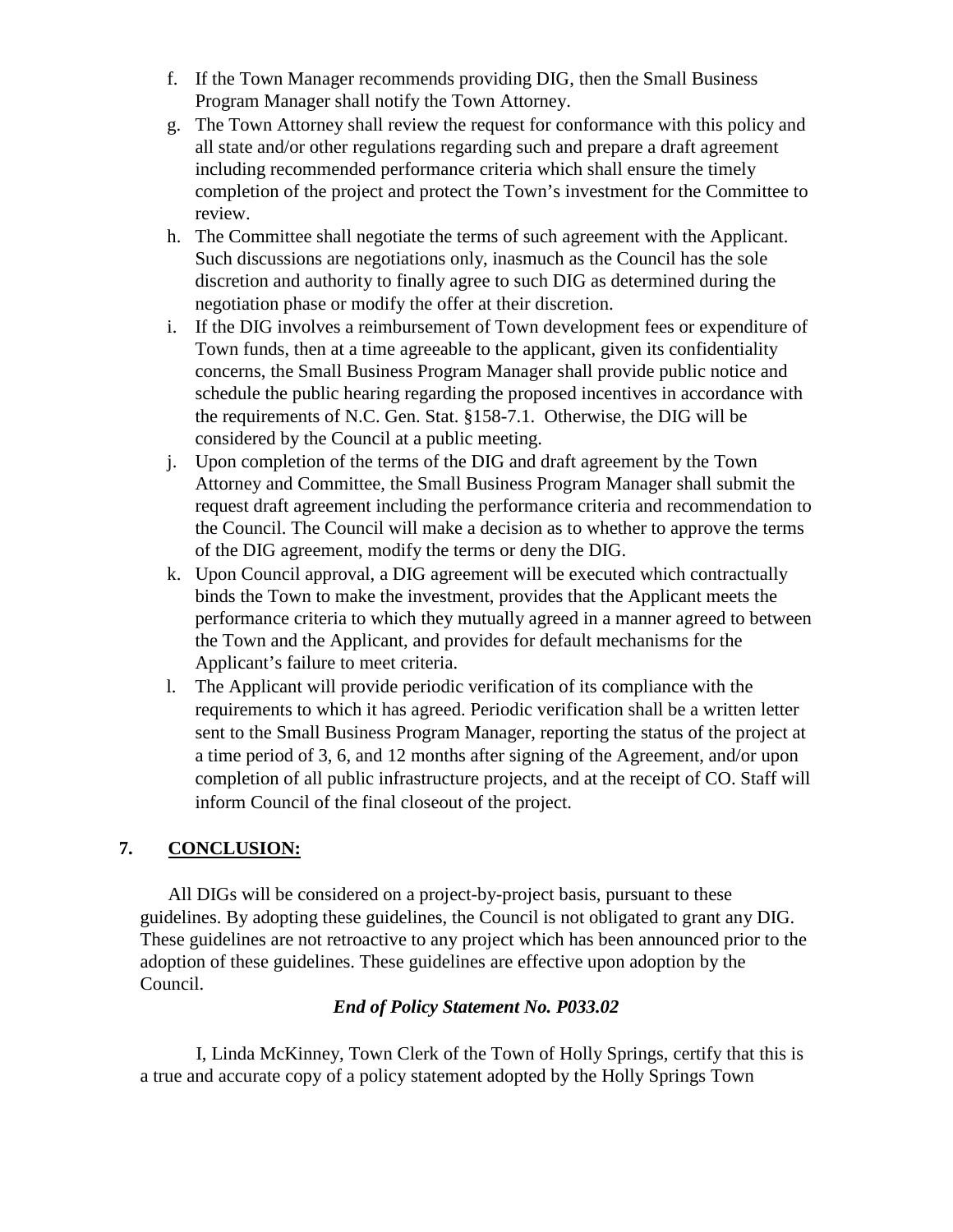f. If the Town Manager recommends providing DIG, then the Small Business Program Manager shall notify the Town Attorney.

g. The Town Attorney shall review the request for conformance with this policy and all state and/or other regulations regarding such and prepare a draft agreement including recommended performance criteria which shall ensure the timely completion of the project and protect the Town's investment for the Committee to review.

h. The Committee shall negotiate the terms of such agreement with the Applicant. Such discussions are negotiations only, inasmuch as the Council has the sole discretion and authority to finally agree to such DIG as determined during the negotiation phase or modify the offer at their discretion.

i. If the DIG involves a reimbursement of Town development fees or expenditure of Town funds, then at a time agreeable to the applicant, given its confidentiality concerns, the Small Business Program Manager shall provide public notice and schedule the public hearing regarding the proposed incentives in accordance with the requirements of N.C. Gen. Stat. §158-7.1. Otherwise, the DIG will be considered by the Council at a public meeting.

j. Upon completion of the terms of the DIG and draft agreement by the Town Attorney and Committee, the Small Business Program Manager shall submit the request draft agreement including the performance criteria and recommendation to the Council. The Council will make a decision as to whether to approve the terms of the DIG agreement, modify the terms or deny the DIG.

k. Upon Council approval, a DIG agreement will be executed which contractually binds the Town to make the investment, provides that the Applicant meets the performance criteria to which they mutually agreed in a manner agreed to between the Town and the Applicant, and provides for default mechanisms for the Applicant's failure to meet criteria.

l. The Applicant will provide periodic verification of its compliance with the requirements to which it has agreed. Periodic verification shall be a written letter sent to the Small Business Program Manager, reporting the status of the project at a time period of 3, 6, and 12 months after signing of the Agreement, and/or upon completion of all public infrastructure projects, and at the receipt of CO. Staff will inform Council of the final closeout of the project.

## 7. CONCLUSION:

All DIGs will be considered on a project-by-project basis, pursuant to these guidelines. By adopting these guidelines, the Council is not obligated to grant any DIG. These guidelines are not retroactive to any project which has been announced prior to the adoption of these guidelines. These guidelines are effective upon adoption by the Council.

***End of Policy Statement No. P033.02***

I, Linda McKinney, Town Clerk of the Town of Holly Springs, certify that this is a true and accurate copy of a policy statement adopted by the Holly Springs Town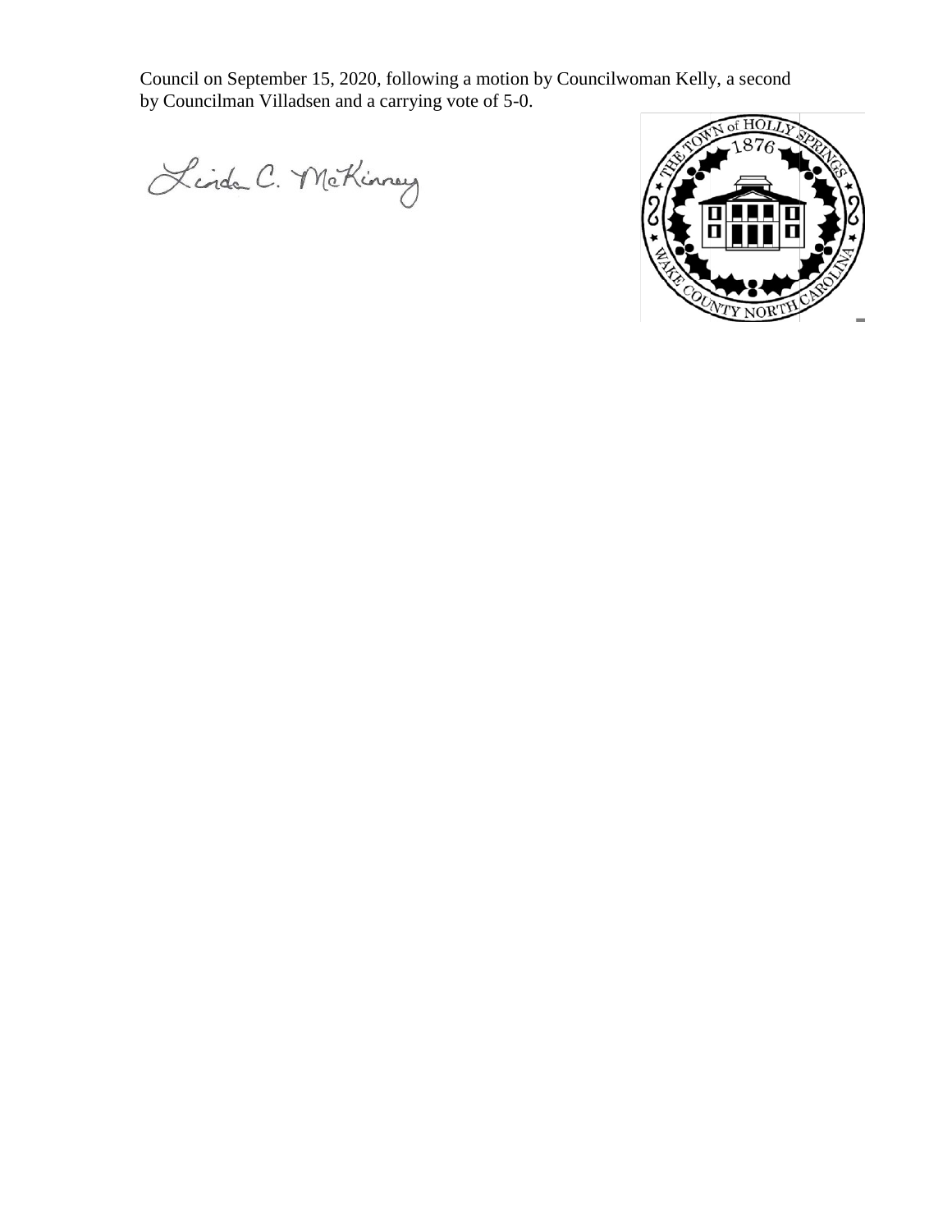Council on September 15, 2020, following a motion by Councilwoman Kelly, a second by Councilman Villadsen and a carrying vote of 5-0.

Linda C. McKinney